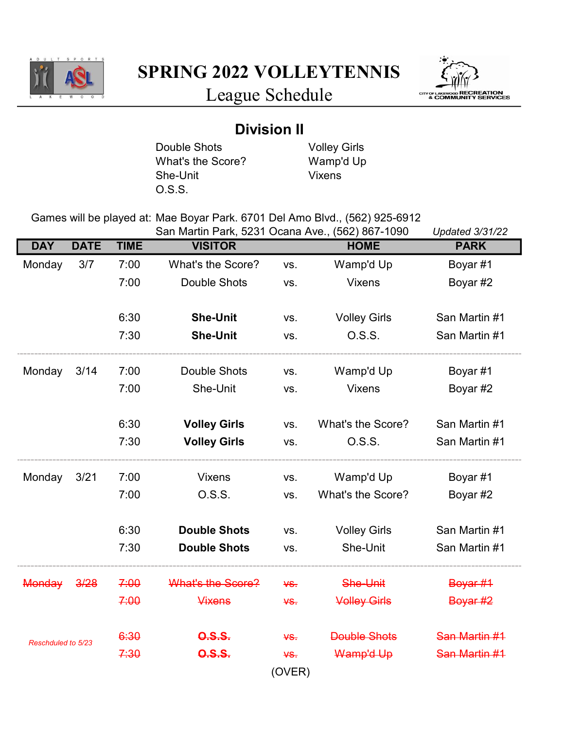# SPRING 2022 VOLLEYTENNIS

League Schedule

## Division II

Double Shots
What's the Score?
She-Unit
O.S.S.
Volley Girls
Wamp'd Up
Vixens

Games will be played at: Mae Boyar Park. 6701 Del Amo Blvd., (562) 925-6912
San Martin Park, 5231 Ocana Ave., (562) 867-1090

*Updated 3/31/22*

| DAY | DATE | TIME | VISITOR | | HOME | PARK |
|---|---|---|---|---|---|---|
| Monday | 3/7 | 7:00 | What's the Score? | vs. | Wamp'd Up | Boyar #1 |
| | | 7:00 | Double Shots | vs. | Vixens | Boyar #2 |
| | | 6:30 | **She-Unit** | vs. | Volley Girls | San Martin #1 |
| | | 7:30 | **She-Unit** | vs. | O.S.S. | San Martin #1 |
| Monday | 3/14 | 7:00 | Double Shots | vs. | Wamp'd Up | Boyar #1 |
| | | 7:00 | She-Unit | vs. | Vixens | Boyar #2 |
| | | 6:30 | **Volley Girls** | vs. | What's the Score? | San Martin #1 |
| | | 7:30 | **Volley Girls** | vs. | O.S.S. | San Martin #1 |
| Monday | 3/21 | 7:00 | Vixens | vs. | Wamp'd Up | Boyar #1 |
| | | 7:00 | O.S.S. | vs. | What's the Score? | Boyar #2 |
| | | 6:30 | **Double Shots** | vs. | Volley Girls | San Martin #1 |
| | | 7:30 | **Double Shots** | vs. | She-Unit | San Martin #1 |
| ~~Monday~~ | ~~3/28~~ | ~~7:00~~ | ~~What's the Score?~~ | ~~vs.~~ | ~~She-Unit~~ | ~~Boyar #1~~ |
| | | ~~7:00~~ | ~~Vixens~~ | ~~vs.~~ | ~~Volley Girls~~ | ~~Boyar #2~~ |
| *Reschduled to 5/23* | | ~~6:30~~ | ~~**O.S.S.**~~ | ~~vs.~~ | ~~Double Shots~~ | ~~San Martin #1~~ |
| | | ~~7:30~~ | ~~**O.S.S.**~~ | ~~vs.~~ | ~~Wamp'd Up~~ | ~~San Martin #1~~ |

(OVER)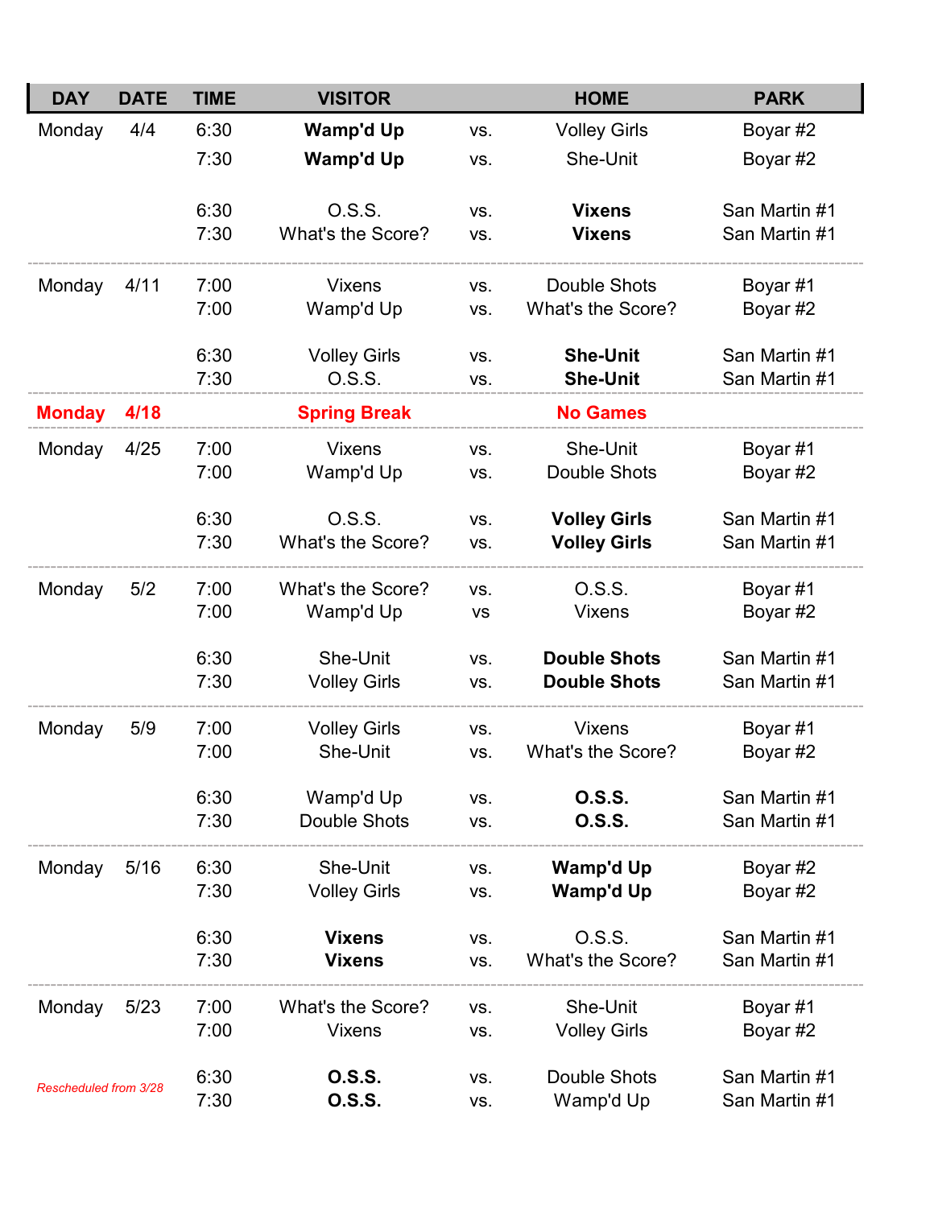| DAY | DATE | TIME | VISITOR | | HOME | PARK |
|---|---|---|---|---|---|---|
| Monday | 4/4 | 6:30 | **Wamp'd Up** | vs. | Volley Girls | Boyar #2 |
| | | 7:30 | **Wamp'd Up** | vs. | She-Unit | Boyar #2 |
| | | 6:30 | O.S.S. | vs. | **Vixens** | San Martin #1 |
| | | 7:30 | What's the Score? | vs. | **Vixens** | San Martin #1 |
| Monday | 4/11 | 7:00 | Vixens | vs. | Double Shots | Boyar #1 |
| | | 7:00 | Wamp'd Up | vs. | What's the Score? | Boyar #2 |
| | | 6:30 | Volley Girls | vs. | **She-Unit** | San Martin #1 |
| | | 7:30 | O.S.S. | vs. | **She-Unit** | San Martin #1 |
| **Monday** | **4/18** | | **Spring Break** | | **No Games** | |
| Monday | 4/25 | 7:00 | Vixens | vs. | She-Unit | Boyar #1 |
| | | 7:00 | Wamp'd Up | vs. | Double Shots | Boyar #2 |
| | | 6:30 | O.S.S. | vs. | **Volley Girls** | San Martin #1 |
| | | 7:30 | What's the Score? | vs. | **Volley Girls** | San Martin #1 |
| Monday | 5/2 | 7:00 | What's the Score? | vs. | O.S.S. | Boyar #1 |
| | | 7:00 | Wamp'd Up | vs | Vixens | Boyar #2 |
| | | 6:30 | She-Unit | vs. | **Double Shots** | San Martin #1 |
| | | 7:30 | Volley Girls | vs. | **Double Shots** | San Martin #1 |
| Monday | 5/9 | 7:00 | Volley Girls | vs. | Vixens | Boyar #1 |
| | | 7:00 | She-Unit | vs. | What's the Score? | Boyar #2 |
| | | 6:30 | Wamp'd Up | vs. | **O.S.S.** | San Martin #1 |
| | | 7:30 | Double Shots | vs. | **O.S.S.** | San Martin #1 |
| Monday | 5/16 | 6:30 | She-Unit | vs. | **Wamp'd Up** | Boyar #2 |
| | | 7:30 | Volley Girls | vs. | **Wamp'd Up** | Boyar #2 |
| | | 6:30 | **Vixens** | vs. | O.S.S. | San Martin #1 |
| | | 7:30 | **Vixens** | vs. | What's the Score? | San Martin #1 |
| Monday | 5/23 | 7:00 | What's the Score? | vs. | She-Unit | Boyar #1 |
| | | 7:00 | Vixens | vs. | Volley Girls | Boyar #2 |
| *Rescheduled from 3/28* | | 6:30 | **O.S.S.** | vs. | Double Shots | San Martin #1 |
| | | 7:30 | **O.S.S.** | vs. | Wamp'd Up | San Martin #1 |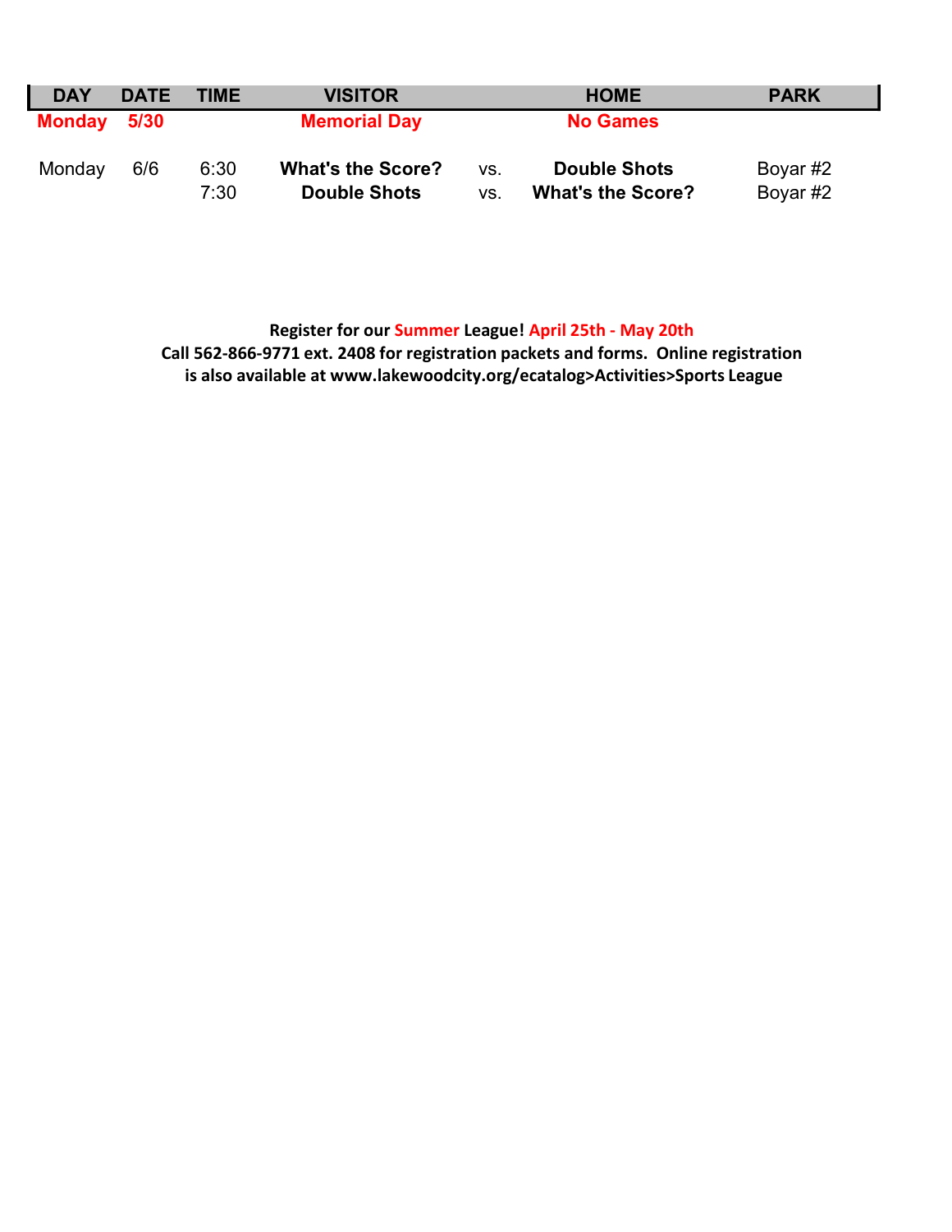| DAY | DATE | TIME | VISITOR | | HOME | PARK |
|---|---|---|---|---|---|---|
| **Monday** | **5/30** | | **Memorial Day** | | **No Games** | |
| Monday | 6/6 | 6:30 | **What's the Score?** | vs. | **Double Shots** | Boyar #2 |
| | | 7:30 | **Double Shots** | vs. | **What's the Score?** | Boyar #2 |

**Register for our Summer League! April 25th - May 20th**
**Call 562-866-9771 ext. 2408 for registration packets and forms. Online registration is also available at www.lakewoodcity.org/ecatalog>Activities>Sports League**